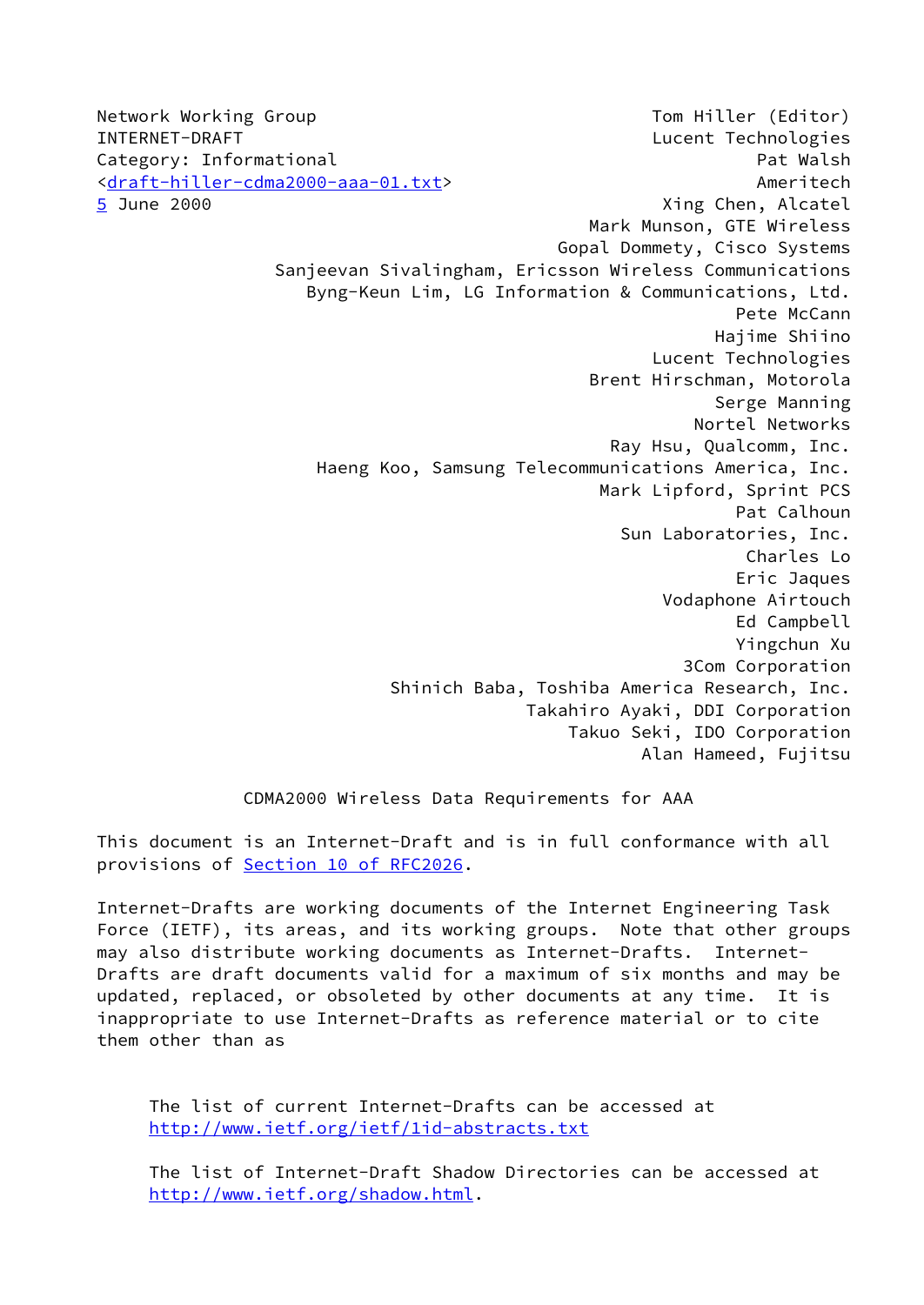Network Working Group                                     Tom Hiller (Editor)
INTERNET-DRAFT                                            Lucent Technologies
Category: Informational                                             Pat Walsh
<draft-hiller-cdma2000-aaa-01.txt>                                   Ameritech
5 June 2000                                               Xing Chen, Alcatel
                                                   Mark Munson, GTE Wireless
                                                Gopal Dommety, Cisco Systems
                      Sanjeevan Sivalingham, Ericsson Wireless Communications
                         Byng-Keun Lim, LG Information & Communications, Ltd.
                                                                  Pete McCann
                                                                Hajime Shiino
                                                          Lucent Technologies
                                                    Brent Hirschman, Motorola
                                                                Serge Manning
                                                               Nortel Networks
                                                        Ray Hsu, Qualcomm, Inc.
                            Haeng Koo, Samsung Telecommunications America, Inc.
                                                     Mark Lipford, Sprint PCS
                                                                  Pat Calhoun
                                                        Sun Laboratories, Inc.
                                                                    Charles Lo
                                                                   Eric Jaques
                                                            Vodaphone Airtouch
                                                                   Ed Campbell
                                                                   Yingchun Xu
                                                              3Com Corporation
                                 Shinich Baba, Toshiba America Research, Inc.
                                               Takahiro Ayaki, DDI Corporation
                                                  Takuo Seki, IDO Corporation
                                                         Alan Hameed, Fujitsu

# CDMA2000 Wireless Data Requirements for AAA

This document is an Internet-Draft and is in full conformance with all provisions of Section 10 of RFC2026.

Internet-Drafts are working documents of the Internet Engineering Task Force (IETF), its areas, and its working groups. Note that other groups may also distribute working documents as Internet-Drafts. Internet-Drafts are draft documents valid for a maximum of six months and may be updated, replaced, or obsoleted by other documents at any time. It is inappropriate to use Internet-Drafts as reference material or to cite them other than as

The list of current Internet-Drafts can be accessed at http://www.ietf.org/ietf/1id-abstracts.txt

The list of Internet-Draft Shadow Directories can be accessed at http://www.ietf.org/shadow.html.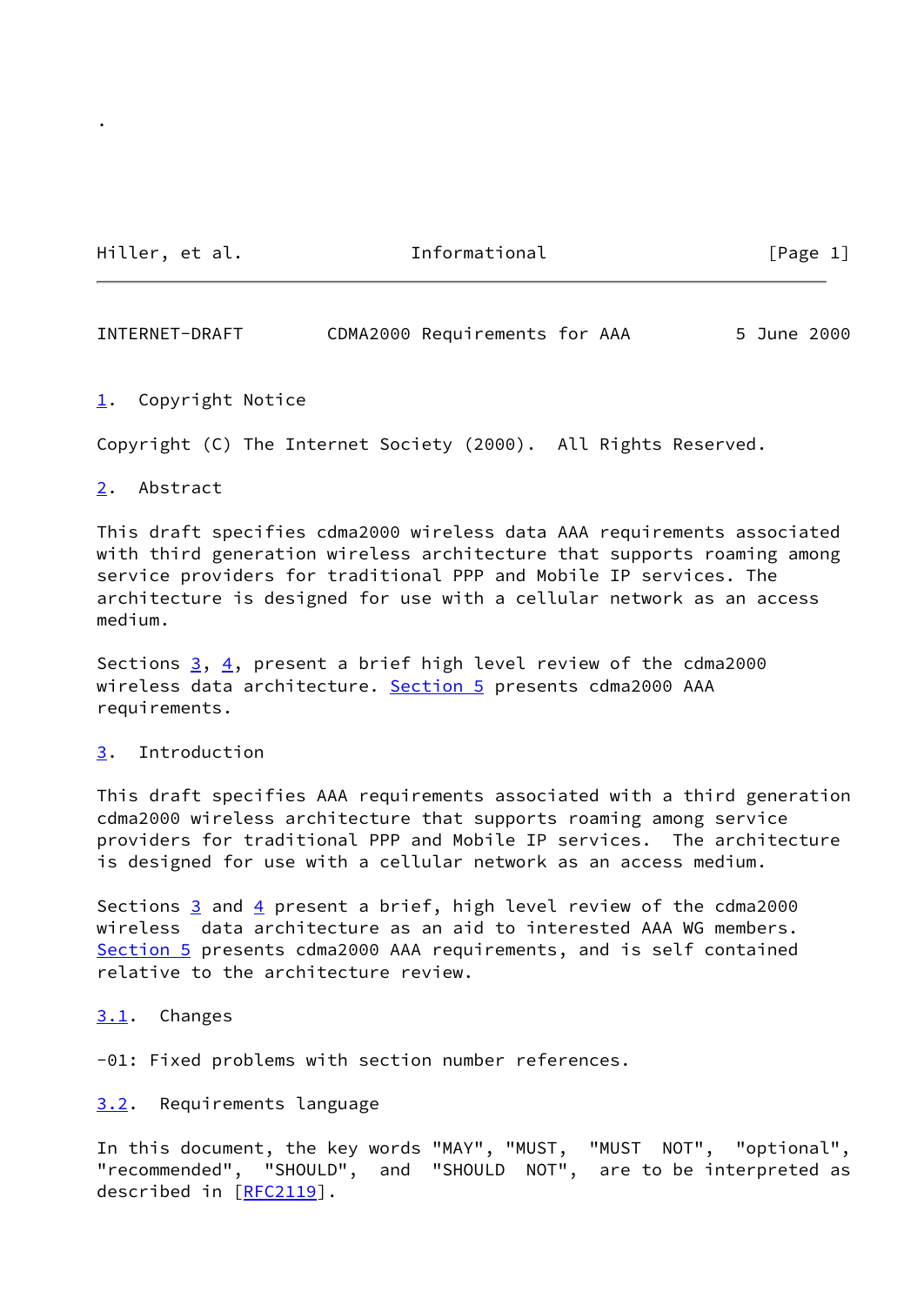## 1. Copyright Notice

Copyright (C) The Internet Society (2000). All Rights Reserved.

## 2. Abstract

This draft specifies cdma2000 wireless data AAA requirements associated with third generation wireless architecture that supports roaming among service providers for traditional PPP and Mobile IP services. The architecture is designed for use with a cellular network as an access medium.

Sections 3, 4, present a brief high level review of the cdma2000 wireless data architecture. Section 5 presents cdma2000 AAA requirements.

## 3. Introduction

This draft specifies AAA requirements associated with a third generation cdma2000 wireless architecture that supports roaming among service providers for traditional PPP and Mobile IP services. The architecture is designed for use with a cellular network as an access medium.

Sections 3 and 4 present a brief, high level review of the cdma2000 wireless data architecture as an aid to interested AAA WG members. Section 5 presents cdma2000 AAA requirements, and is self contained relative to the architecture review.

### 3.1. Changes

-01: Fixed problems with section number references.

### 3.2. Requirements language

In this document, the key words "MAY", "MUST, "MUST NOT", "optional", "recommended", "SHOULD", and "SHOULD NOT", are to be interpreted as described in [RFC2119].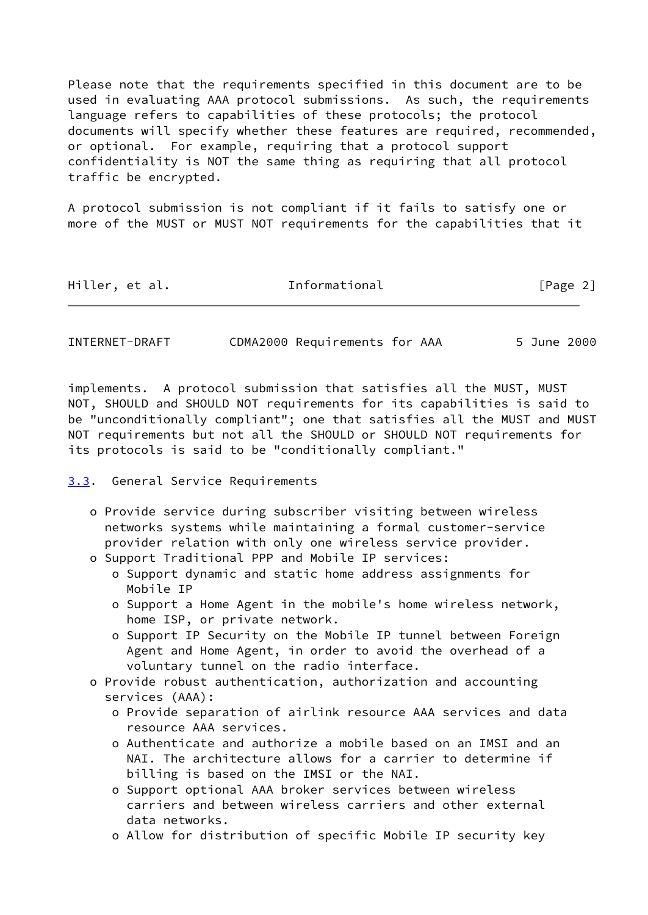Please note that the requirements specified in this document are to be used in evaluating AAA protocol submissions. As such, the requirements language refers to capabilities of these protocols; the protocol documents will specify whether these features are required, recommended, or optional. For example, requiring that a protocol support confidentiality is NOT the same thing as requiring that all protocol traffic be encrypted.

A protocol submission is not compliant if it fails to satisfy one or more of the MUST or MUST NOT requirements for the capabilities that it implements. A protocol submission that satisfies all the MUST, MUST NOT, SHOULD and SHOULD NOT requirements for its capabilities is said to be "unconditionally compliant"; one that satisfies all the MUST and MUST NOT requirements but not all the SHOULD or SHOULD NOT requirements for its protocols is said to be "conditionally compliant."

### 3.3. General Service Requirements

- Provide service during subscriber visiting between wireless networks systems while maintaining a formal customer-service provider relation with only one wireless service provider.
- Support Traditional PPP and Mobile IP services:
  - Support dynamic and static home address assignments for Mobile IP
  - Support a Home Agent in the mobile's home wireless network, home ISP, or private network.
  - Support IP Security on the Mobile IP tunnel between Foreign Agent and Home Agent, in order to avoid the overhead of a voluntary tunnel on the radio interface.
- Provide robust authentication, authorization and accounting services (AAA):
  - Provide separation of airlink resource AAA services and data resource AAA services.
  - Authenticate and authorize a mobile based on an IMSI and an NAI. The architecture allows for a carrier to determine if billing is based on the IMSI or the NAI.
  - Support optional AAA broker services between wireless carriers and between wireless carriers and other external data networks.
  - Allow for distribution of specific Mobile IP security key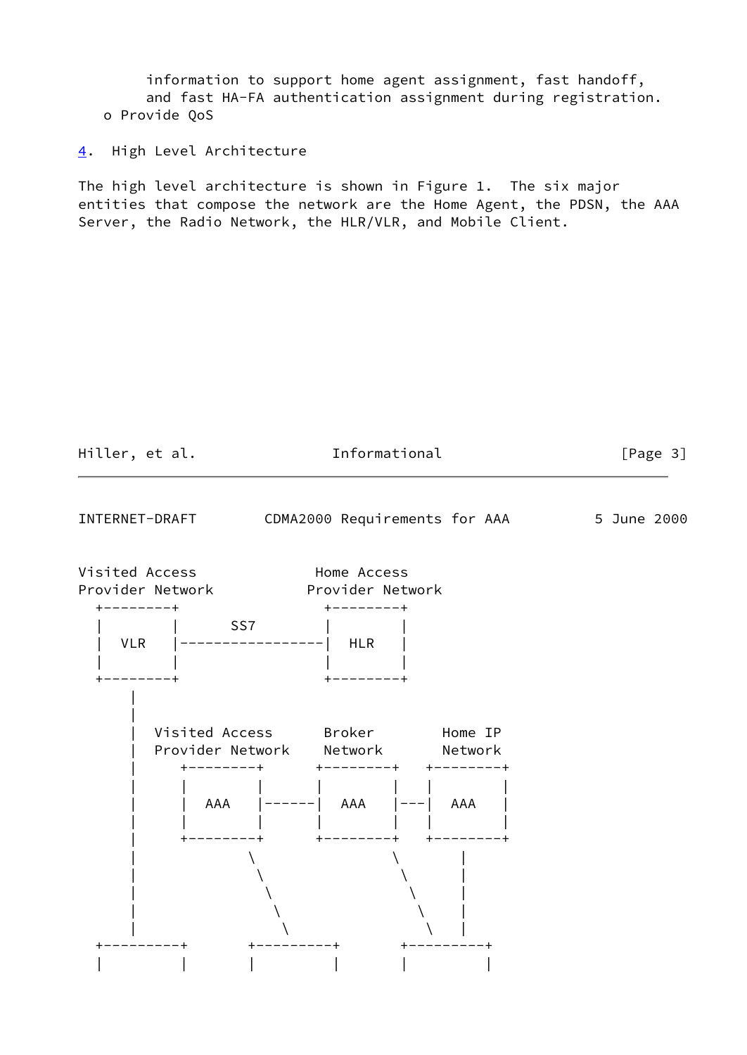information to support home agent assignment, fast handoff,
      and fast HA-FA authentication assignment during registration.

- Provide QoS

## 4. High Level Architecture

The high level architecture is shown in Figure 1. The six major entities that compose the network are the Home Agent, the PDSN, the AAA Server, the Radio Network, the HLR/VLR, and Mobile Client.

```
Visited Access              Home Access
Provider Network          Provider Network
  +--------+                +--------+
  |        |      SS7       |        |
  |  VLR   |----------------|  HLR   |
  |        |                |        |
  +--------+                +--------+
      |
      |
      |  Visited Access      Broker       Home IP
      |  Provider Network    Network      Network
      |     +--------+      +--------+    +--------+
      |     |        |      |        |    |        |
      |     |  AAA   |------|  AAA   |---|  AAA   |
      |     |        |      |        |    |        |
      |     +--------+      +--------+    +--------+
      |            \              \          |
      |             \              \         |
      |              \              \        |
      |               \              \       |
      |                \              \      |
  +---------+       +---------+       +---------+
  |         |       |         |       |         |
```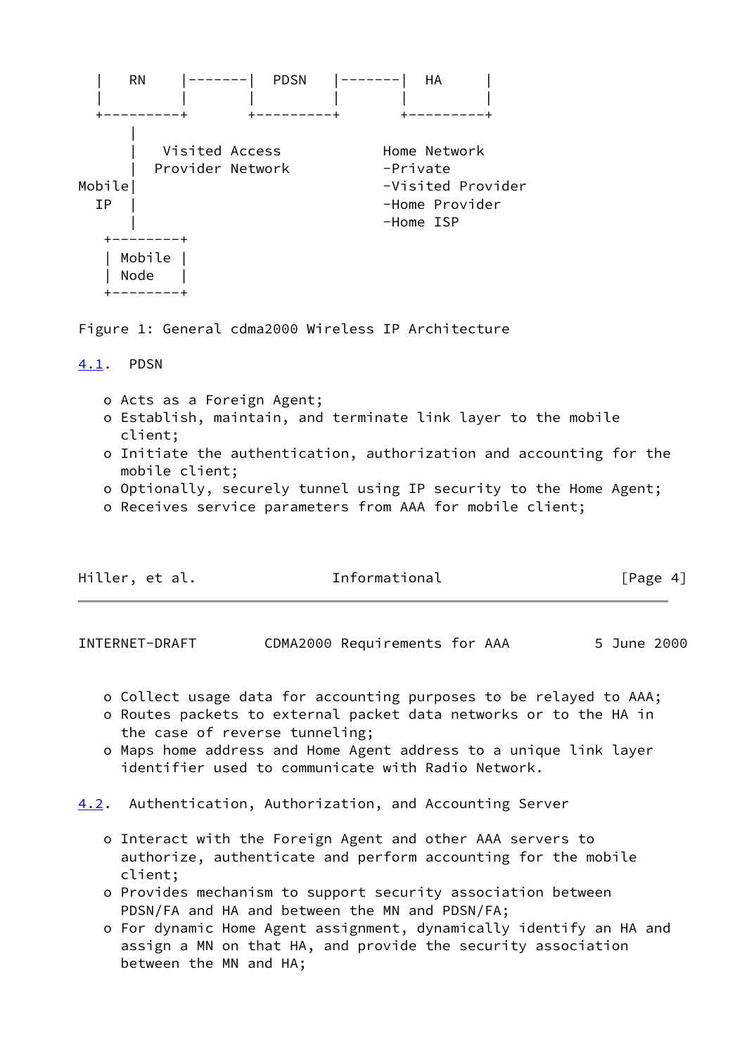```
  |   RN    |-------|  PDSN   |-------|  HA     |
  |         |       |         |       |         |
  +---------+       +---------+       +---------+
      |
      |   Visited Access           Home Network
      |  Provider Network          -Private
Mobile|                            -Visited Provider
  IP  |                            -Home Provider
      |                            -Home ISP
   +--------+
   | Mobile |
   | Node   |
   +--------+
```

Figure 1: General cdma2000 Wireless IP Architecture

### 4.1. PDSN

- Acts as a Foreign Agent;
- Establish, maintain, and terminate link layer to the mobile client;
- Initiate the authentication, authorization and accounting for the mobile client;
- Optionally, securely tunnel using IP security to the Home Agent;
- Receives service parameters from AAA for mobile client;
- Collect usage data for accounting purposes to be relayed to AAA;
- Routes packets to external packet data networks or to the HA in the case of reverse tunneling;
- Maps home address and Home Agent address to a unique link layer identifier used to communicate with Radio Network.

### 4.2. Authentication, Authorization, and Accounting Server

- Interact with the Foreign Agent and other AAA servers to authorize, authenticate and perform accounting for the mobile client;
- Provides mechanism to support security association between PDSN/FA and HA and between the MN and PDSN/FA;
- For dynamic Home Agent assignment, dynamically identify an HA and assign a MN on that HA, and provide the security association between the MN and HA;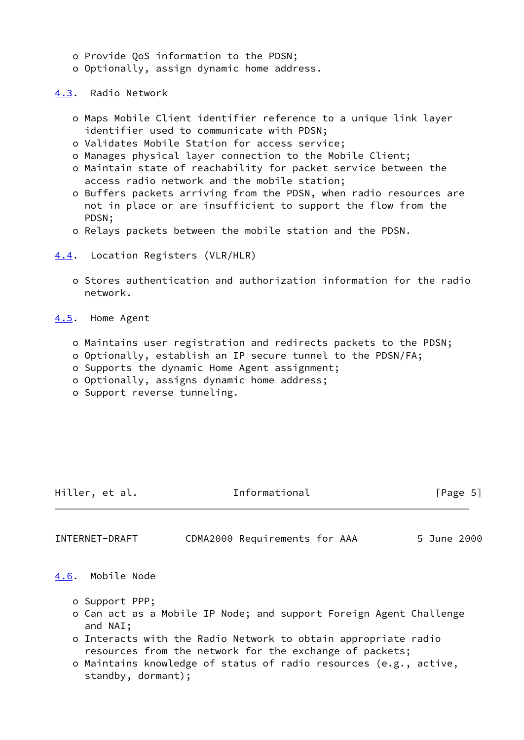- Provide QoS information to the PDSN;
- Optionally, assign dynamic home address.

### 4.3. Radio Network

- Maps Mobile Client identifier reference to a unique link layer identifier used to communicate with PDSN;
- Validates Mobile Station for access service;
- Manages physical layer connection to the Mobile Client;
- Maintain state of reachability for packet service between the access radio network and the mobile station;
- Buffers packets arriving from the PDSN, when radio resources are not in place or are insufficient to support the flow from the PDSN;
- Relays packets between the mobile station and the PDSN.

### 4.4. Location Registers (VLR/HLR)

- Stores authentication and authorization information for the radio network.

### 4.5. Home Agent

- Maintains user registration and redirects packets to the PDSN;
- Optionally, establish an IP secure tunnel to the PDSN/FA;
- Supports the dynamic Home Agent assignment;
- Optionally, assigns dynamic home address;
- Support reverse tunneling.

### 4.6. Mobile Node

- Support PPP;
- Can act as a Mobile IP Node; and support Foreign Agent Challenge and NAI;
- Interacts with the Radio Network to obtain appropriate radio resources from the network for the exchange of packets;
- Maintains knowledge of status of radio resources (e.g., active, standby, dormant);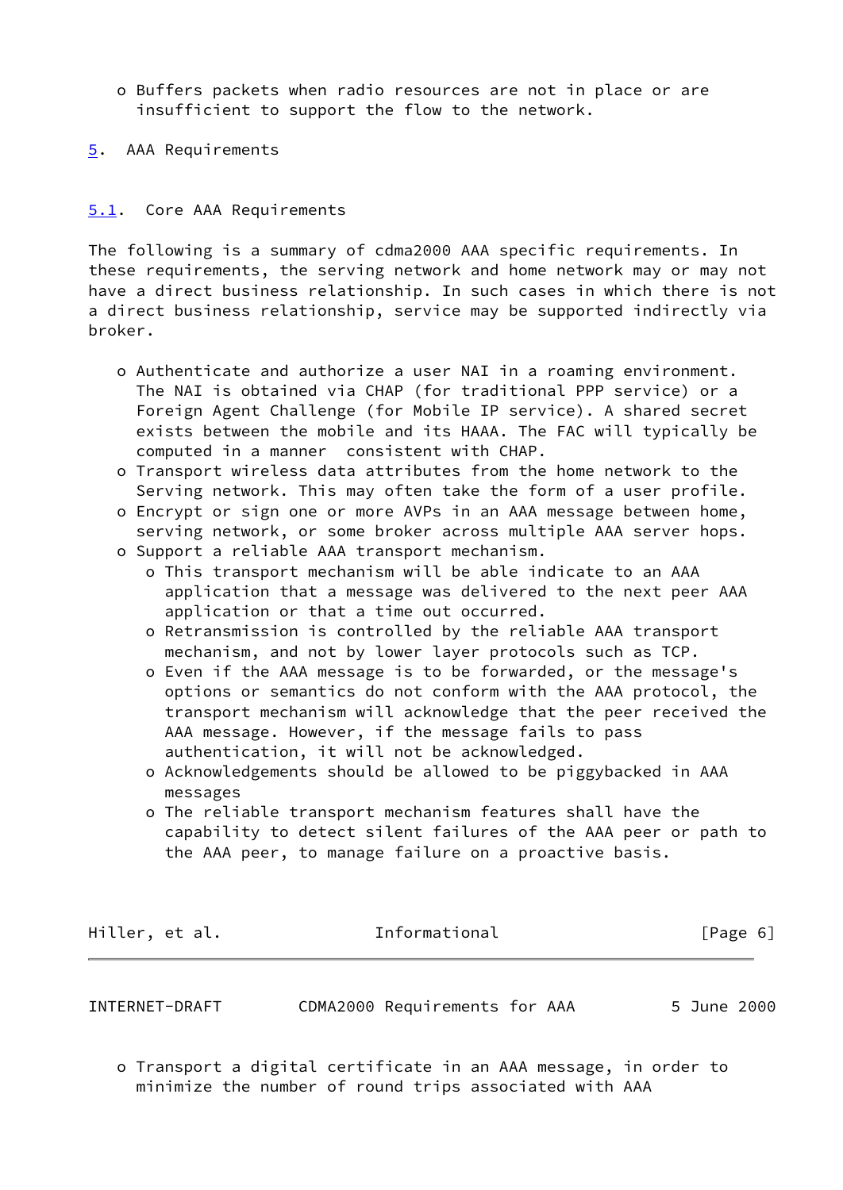- Buffers packets when radio resources are not in place or are insufficient to support the flow to the network.

# 5. AAA Requirements

## 5.1. Core AAA Requirements

The following is a summary of cdma2000 AAA specific requirements. In these requirements, the serving network and home network may or may not have a direct business relationship. In such cases in which there is not a direct business relationship, service may be supported indirectly via broker.

- Authenticate and authorize a user NAI in a roaming environment. The NAI is obtained via CHAP (for traditional PPP service) or a Foreign Agent Challenge (for Mobile IP service). A shared secret exists between the mobile and its HAAA. The FAC will typically be computed in a manner consistent with CHAP.
- Transport wireless data attributes from the home network to the Serving network. This may often take the form of a user profile.
- Encrypt or sign one or more AVPs in an AAA message between home, serving network, or some broker across multiple AAA server hops.
- Support a reliable AAA transport mechanism.
  - This transport mechanism will be able indicate to an AAA application that a message was delivered to the next peer AAA application or that a time out occurred.
  - Retransmission is controlled by the reliable AAA transport mechanism, and not by lower layer protocols such as TCP.
  - Even if the AAA message is to be forwarded, or the message's options or semantics do not conform with the AAA protocol, the transport mechanism will acknowledge that the peer received the AAA message. However, if the message fails to pass authentication, it will not be acknowledged.
  - Acknowledgements should be allowed to be piggybacked in AAA messages
  - The reliable transport mechanism features shall have the capability to detect silent failures of the AAA peer or path to the AAA peer, to manage failure on a proactive basis.
- Transport a digital certificate in an AAA message, in order to minimize the number of round trips associated with AAA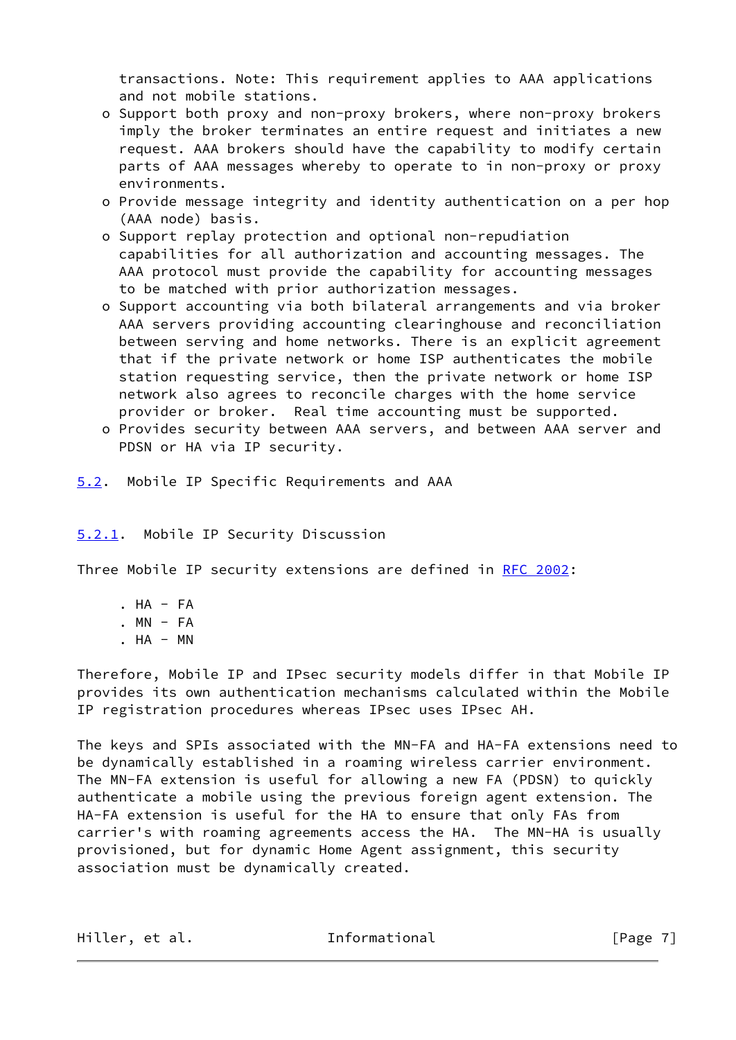transactions. Note: This requirement applies to AAA applications and not mobile stations.

- Support both proxy and non-proxy brokers, where non-proxy brokers imply the broker terminates an entire request and initiates a new request. AAA brokers should have the capability to modify certain parts of AAA messages whereby to operate to in non-proxy or proxy environments.
- Provide message integrity and identity authentication on a per hop (AAA node) basis.
- Support replay protection and optional non-repudiation capabilities for all authorization and accounting messages. The AAA protocol must provide the capability for accounting messages to be matched with prior authorization messages.
- Support accounting via both bilateral arrangements and via broker AAA servers providing accounting clearinghouse and reconciliation between serving and home networks. There is an explicit agreement that if the private network or home ISP authenticates the mobile station requesting service, then the private network or home ISP network also agrees to reconcile charges with the home service provider or broker. Real time accounting must be supported.
- Provides security between AAA servers, and between AAA server and PDSN or HA via IP security.

## 5.2. Mobile IP Specific Requirements and AAA

### 5.2.1. Mobile IP Security Discussion

Three Mobile IP security extensions are defined in RFC 2002:

- HA - FA
- MN - FA
- HA - MN

Therefore, Mobile IP and IPsec security models differ in that Mobile IP provides its own authentication mechanisms calculated within the Mobile IP registration procedures whereas IPsec uses IPsec AH.

The keys and SPIs associated with the MN-FA and HA-FA extensions need to be dynamically established in a roaming wireless carrier environment. The MN-FA extension is useful for allowing a new FA (PDSN) to quickly authenticate a mobile using the previous foreign agent extension. The HA-FA extension is useful for the HA to ensure that only FAs from carrier's with roaming agreements access the HA. The MN-HA is usually provisioned, but for dynamic Home Agent assignment, this security association must be dynamically created.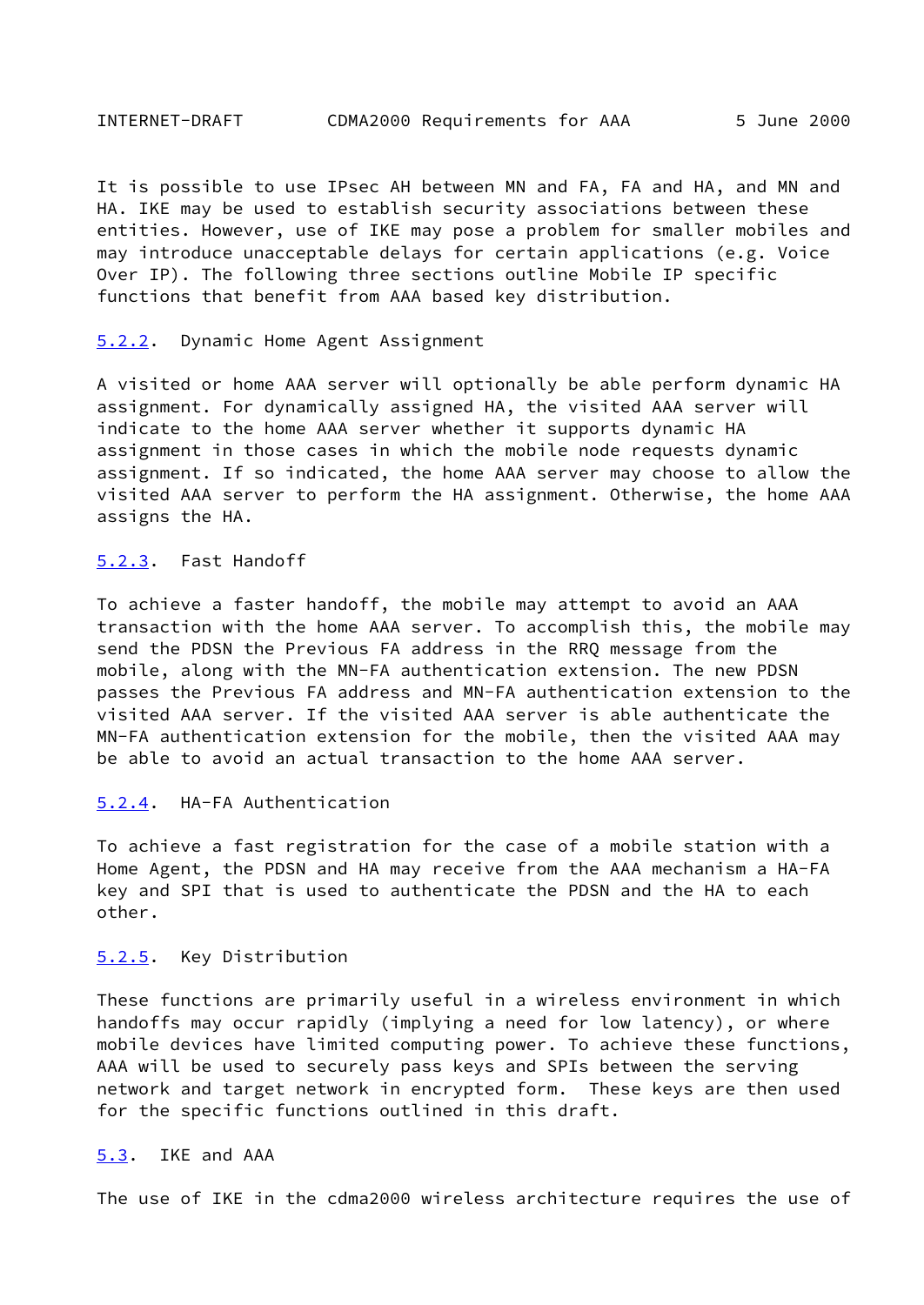It is possible to use IPsec AH between MN and FA, FA and HA, and MN and HA. IKE may be used to establish security associations between these entities. However, use of IKE may pose a problem for smaller mobiles and may introduce unacceptable delays for certain applications (e.g. Voice Over IP). The following three sections outline Mobile IP specific functions that benefit from AAA based key distribution.

### 5.2.2. Dynamic Home Agent Assignment

A visited or home AAA server will optionally be able perform dynamic HA assignment. For dynamically assigned HA, the visited AAA server will indicate to the home AAA server whether it supports dynamic HA assignment in those cases in which the mobile node requests dynamic assignment. If so indicated, the home AAA server may choose to allow the visited AAA server to perform the HA assignment. Otherwise, the home AAA assigns the HA.

### 5.2.3. Fast Handoff

To achieve a faster handoff, the mobile may attempt to avoid an AAA transaction with the home AAA server. To accomplish this, the mobile may send the PDSN the Previous FA address in the RRQ message from the mobile, along with the MN-FA authentication extension. The new PDSN passes the Previous FA address and MN-FA authentication extension to the visited AAA server. If the visited AAA server is able authenticate the MN-FA authentication extension for the mobile, then the visited AAA may be able to avoid an actual transaction to the home AAA server.

### 5.2.4. HA-FA Authentication

To achieve a fast registration for the case of a mobile station with a Home Agent, the PDSN and HA may receive from the AAA mechanism a HA-FA key and SPI that is used to authenticate the PDSN and the HA to each other.

### 5.2.5. Key Distribution

These functions are primarily useful in a wireless environment in which handoffs may occur rapidly (implying a need for low latency), or where mobile devices have limited computing power. To achieve these functions, AAA will be used to securely pass keys and SPIs between the serving network and target network in encrypted form. These keys are then used for the specific functions outlined in this draft.

## 5.3. IKE and AAA

The use of IKE in the cdma2000 wireless architecture requires the use of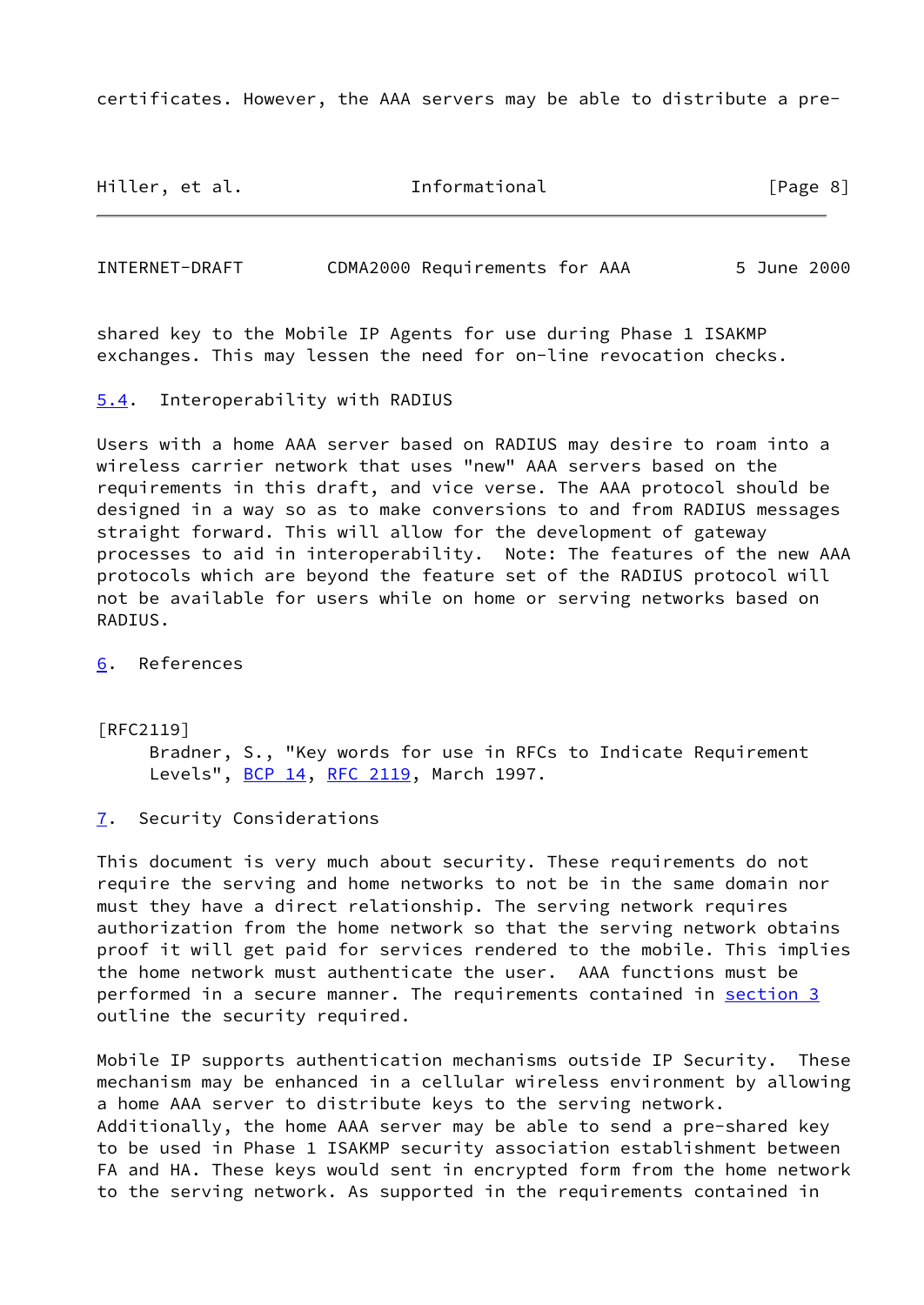certificates. However, the AAA servers may be able to distribute a pre-shared key to the Mobile IP Agents for use during Phase 1 ISAKMP exchanges. This may lessen the need for on-line revocation checks.

### 5.4. Interoperability with RADIUS

Users with a home AAA server based on RADIUS may desire to roam into a wireless carrier network that uses "new" AAA servers based on the requirements in this draft, and vice verse. The AAA protocol should be designed in a way so as to make conversions to and from RADIUS messages straight forward. This will allow for the development of gateway processes to aid in interoperability. Note: The features of the new AAA protocols which are beyond the feature set of the RADIUS protocol will not be available for users while on home or serving networks based on RADIUS.

## 6. References

[RFC2119]
Bradner, S., "Key words for use in RFCs to Indicate Requirement Levels", BCP 14, RFC 2119, March 1997.

## 7. Security Considerations

This document is very much about security. These requirements do not require the serving and home networks to not be in the same domain nor must they have a direct relationship. The serving network requires authorization from the home network so that the serving network obtains proof it will get paid for services rendered to the mobile. This implies the home network must authenticate the user. AAA functions must be performed in a secure manner. The requirements contained in section 3 outline the security required.

Mobile IP supports authentication mechanisms outside IP Security. These mechanism may be enhanced in a cellular wireless environment by allowing a home AAA server to distribute keys to the serving network. Additionally, the home AAA server may be able to send a pre-shared key to be used in Phase 1 ISAKMP security association establishment between FA and HA. These keys would sent in encrypted form from the home network to the serving network. As supported in the requirements contained in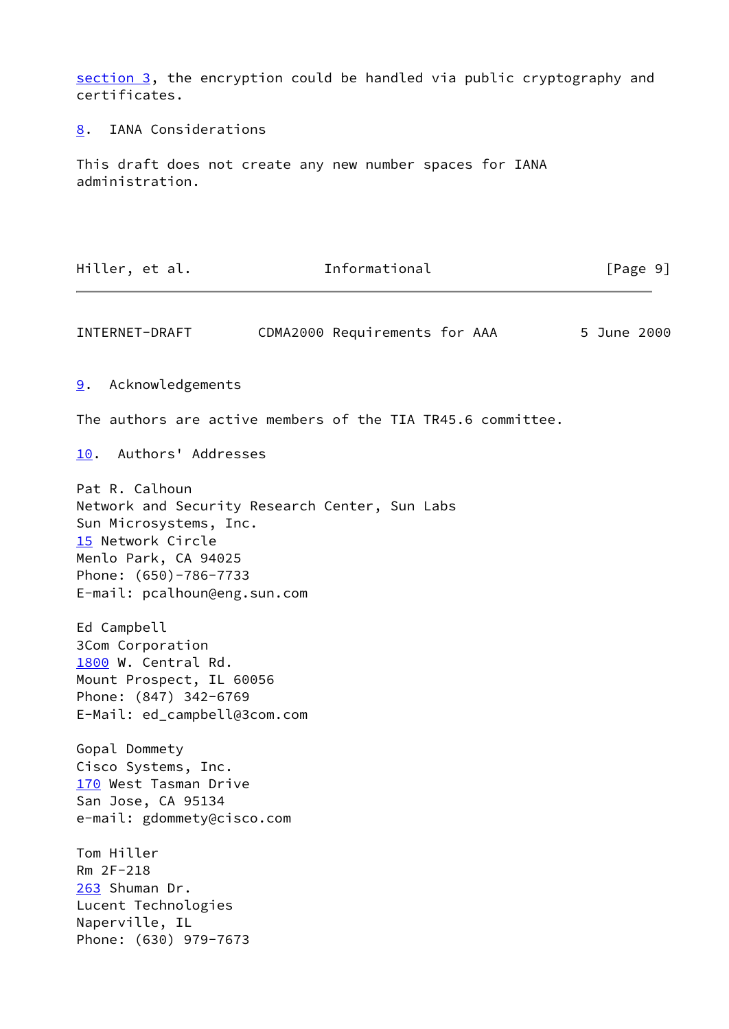section 3, the encryption could be handled via public cryptography and certificates.

## 8. IANA Considerations

This draft does not create any new number spaces for IANA administration.

## 9. Acknowledgements

The authors are active members of the TIA TR45.6 committee.

## 10. Authors' Addresses

Pat R. Calhoun
Network and Security Research Center, Sun Labs
Sun Microsystems, Inc.
15 Network Circle
Menlo Park, CA 94025
Phone: (650)-786-7733
E-mail: pcalhoun@eng.sun.com

Ed Campbell
3Com Corporation
1800 W. Central Rd.
Mount Prospect, IL 60056
Phone: (847) 342-6769
E-Mail: ed_campbell@3com.com

Gopal Dommety
Cisco Systems, Inc.
170 West Tasman Drive
San Jose, CA 95134
e-mail: gdommety@cisco.com

Tom Hiller
Rm 2F-218
263 Shuman Dr.
Lucent Technologies
Naperville, IL
Phone: (630) 979-7673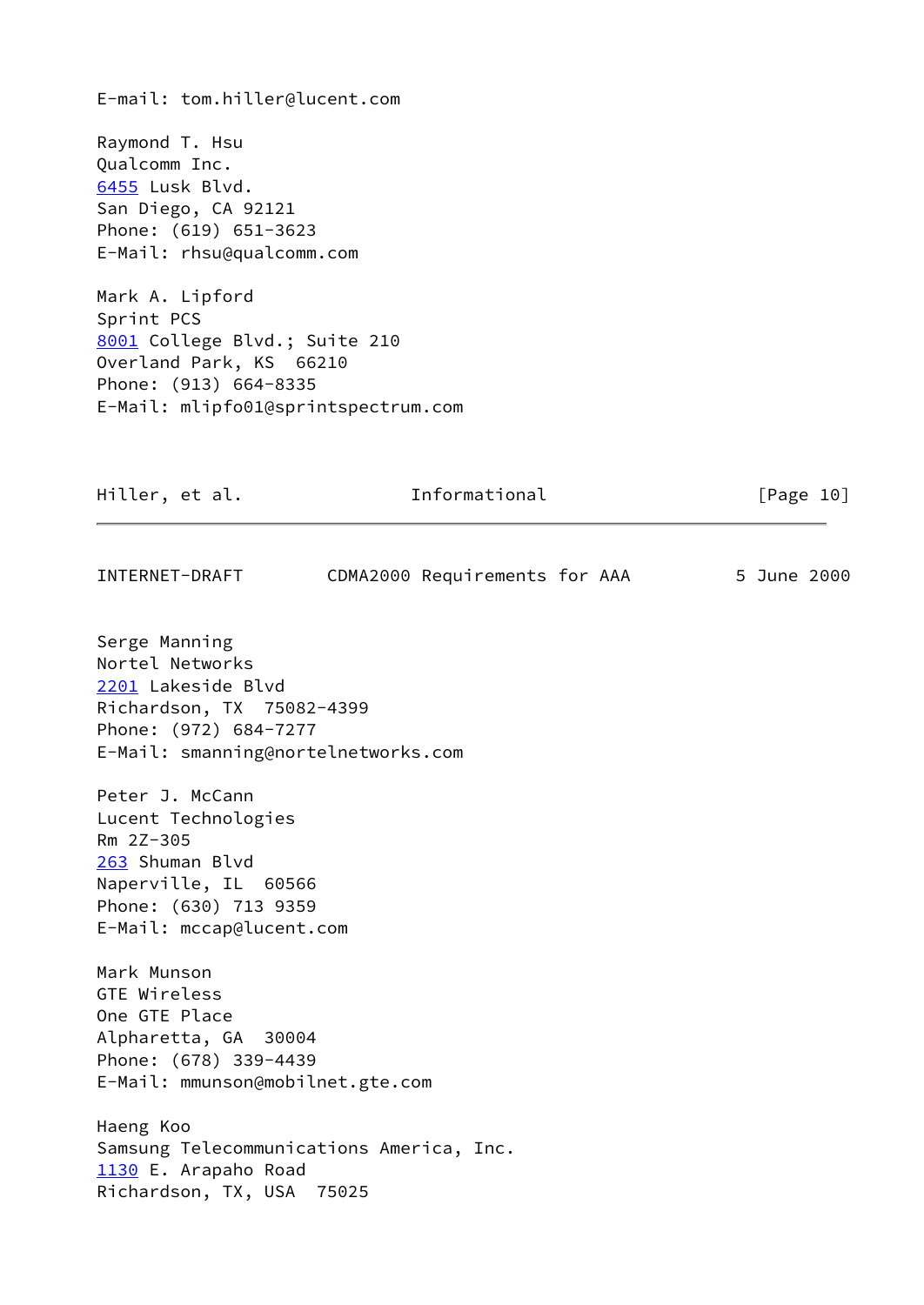E-mail: tom.hiller@lucent.com

Raymond T. Hsu
Qualcomm Inc.
6455 Lusk Blvd.
San Diego, CA 92121
Phone: (619) 651-3623
E-Mail: rhsu@qualcomm.com

Mark A. Lipford
Sprint PCS
8001 College Blvd.; Suite 210
Overland Park, KS  66210
Phone: (913) 664-8335
E-Mail: mlipfo01@sprintspectrum.com

Serge Manning
Nortel Networks
2201 Lakeside Blvd
Richardson, TX  75082-4399
Phone: (972) 684-7277
E-Mail: smanning@nortelnetworks.com

Peter J. McCann
Lucent Technologies
Rm 2Z-305
263 Shuman Blvd
Naperville, IL  60566
Phone: (630) 713 9359
E-Mail: mccap@lucent.com

Mark Munson
GTE Wireless
One GTE Place
Alpharetta, GA  30004
Phone: (678) 339-4439
E-Mail: mmunson@mobilnet.gte.com

Haeng Koo
Samsung Telecommunications America, Inc.
1130 E. Arapaho Road
Richardson, TX, USA  75025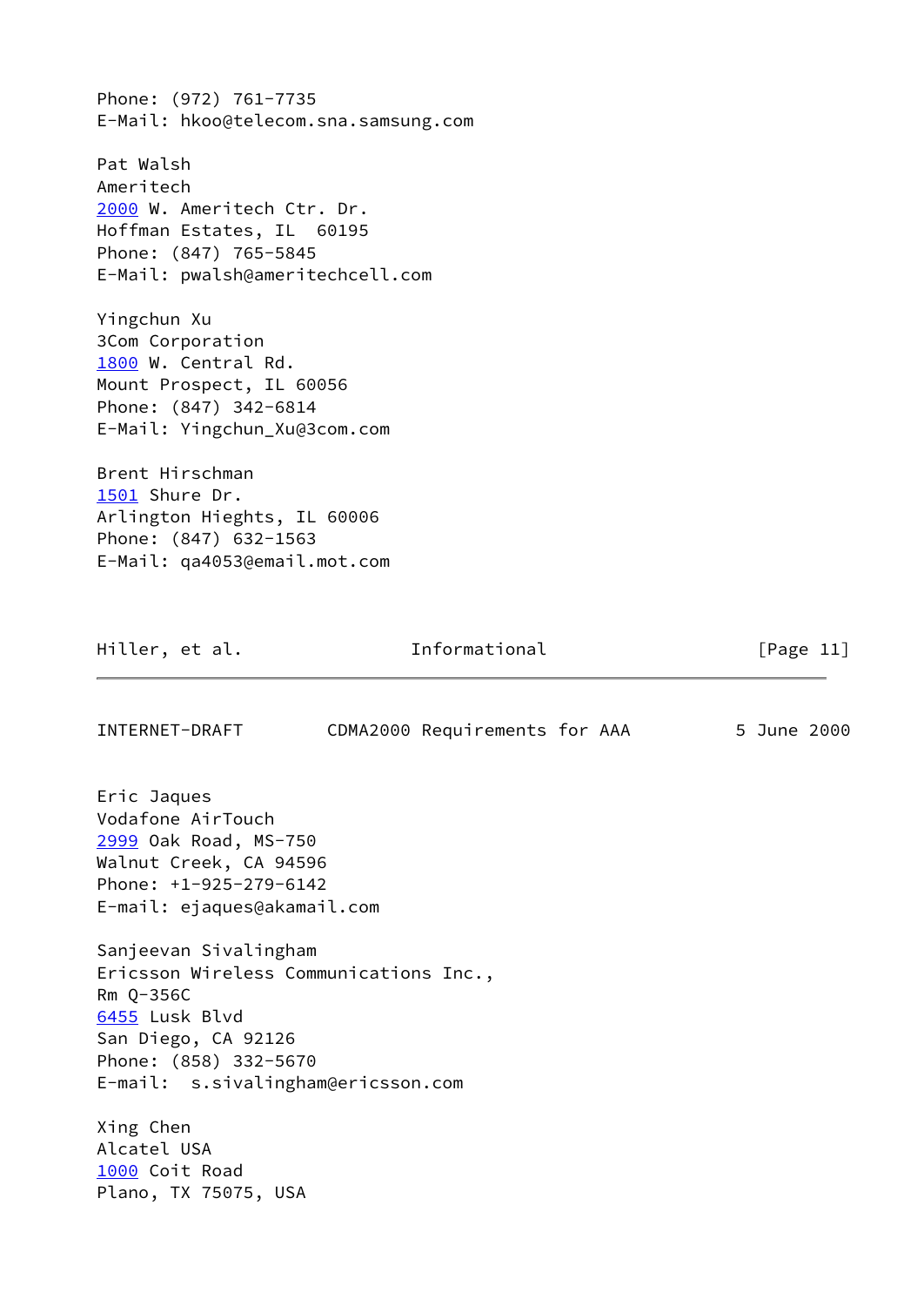Phone: (972) 761-7735
E-Mail: hkoo@telecom.sna.samsung.com

Pat Walsh
Ameritech
2000 W. Ameritech Ctr. Dr.
Hoffman Estates, IL  60195
Phone: (847) 765-5845
E-Mail: pwalsh@ameritechcell.com

Yingchun Xu
3Com Corporation
1800 W. Central Rd.
Mount Prospect, IL 60056
Phone: (847) 342-6814
E-Mail: Yingchun_Xu@3com.com

Brent Hirschman
1501 Shure Dr.
Arlington Hieghts, IL 60006
Phone: (847) 632-1563
E-Mail: qa4053@email.mot.com

Eric Jaques
Vodafone AirTouch
2999 Oak Road, MS-750
Walnut Creek, CA 94596
Phone: +1-925-279-6142
E-mail: ejaques@akamail.com

Sanjeevan Sivalingham
Ericsson Wireless Communications Inc.,
Rm Q-356C
6455 Lusk Blvd
San Diego, CA 92126
Phone: (858) 332-5670
E-mail:  s.sivalingham@ericsson.com

Xing Chen
Alcatel USA
1000 Coit Road
Plano, TX 75075, USA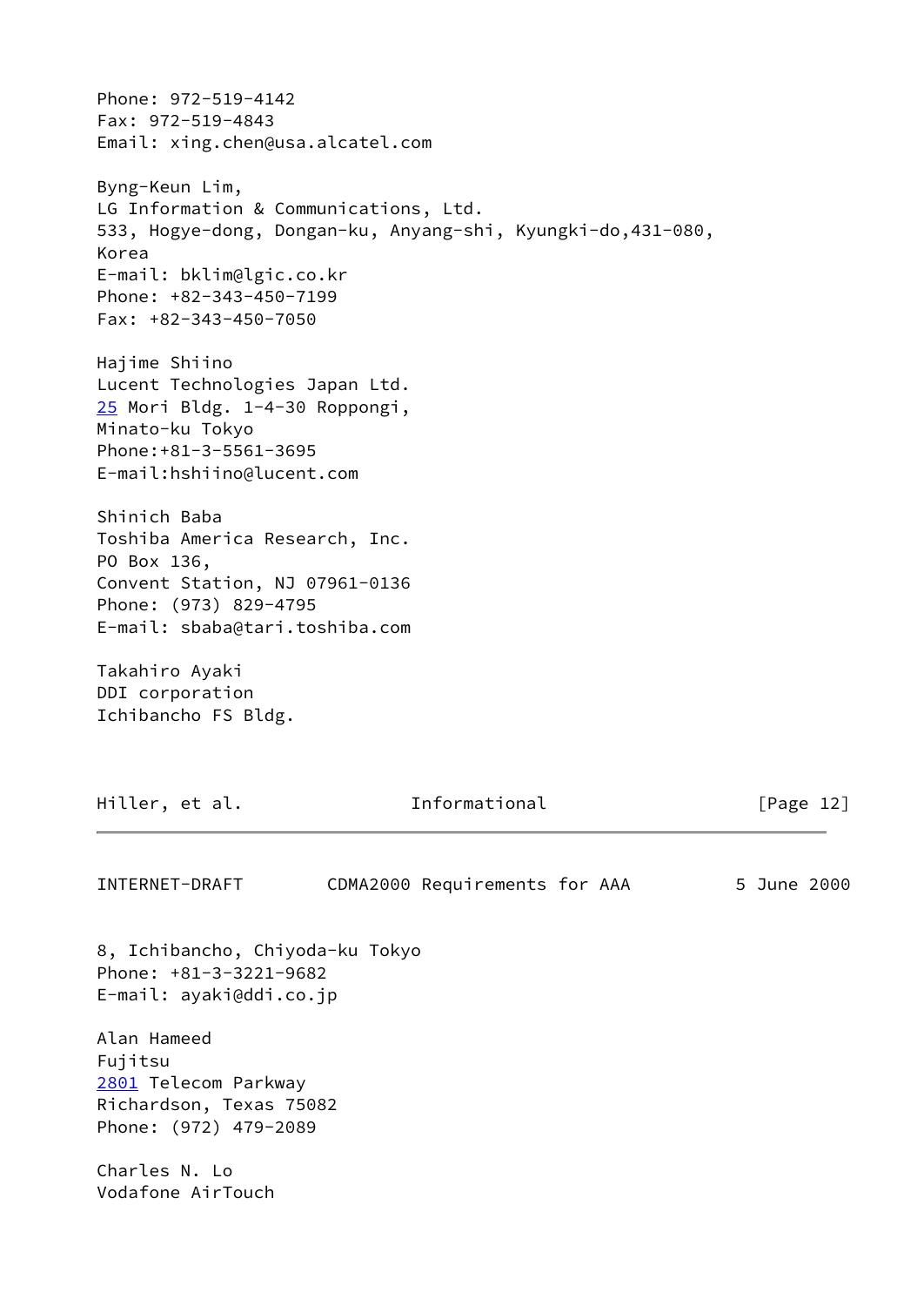Phone: 972-519-4142
Fax: 972-519-4843
Email: xing.chen@usa.alcatel.com

Byng-Keun Lim,
LG Information & Communications, Ltd.
533, Hogye-dong, Dongan-ku, Anyang-shi, Kyungki-do,431-080,
Korea
E-mail: bklim@lgic.co.kr
Phone: +82-343-450-7199
Fax: +82-343-450-7050

Hajime Shiino
Lucent Technologies Japan Ltd.
25 Mori Bldg. 1-4-30 Roppongi,
Minato-ku Tokyo
Phone:+81-3-5561-3695
E-mail:hshiino@lucent.com

Shinich Baba
Toshiba America Research, Inc.
PO Box 136,
Convent Station, NJ 07961-0136
Phone: (973) 829-4795
E-mail: sbaba@tari.toshiba.com

Takahiro Ayaki
DDI corporation
Ichibancho FS Bldg.
8, Ichibancho, Chiyoda-ku Tokyo
Phone: +81-3-3221-9682
E-mail: ayaki@ddi.co.jp

Alan Hameed
Fujitsu
2801 Telecom Parkway
Richardson, Texas 75082
Phone: (972) 479-2089

Charles N. Lo
Vodafone AirTouch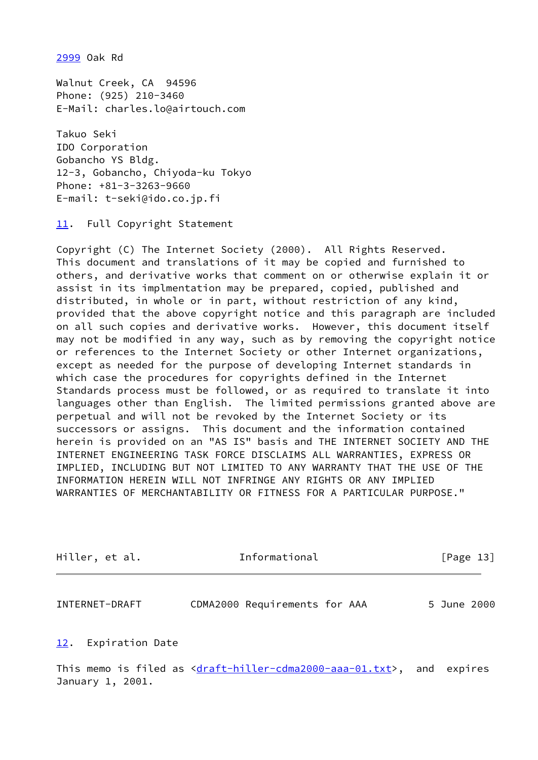2999 Oak Rd

Walnut Creek, CA  94596
Phone: (925) 210-3460
E-Mail: charles.lo@airtouch.com

Takuo Seki
IDO Corporation
Gobancho YS Bldg.
12-3, Gobancho, Chiyoda-ku Tokyo
Phone: +81-3-3263-9660
E-mail: t-seki@ido.co.jp.fi

## 11. Full Copyright Statement

Copyright (C) The Internet Society (2000). All Rights Reserved. This document and translations of it may be copied and furnished to others, and derivative works that comment on or otherwise explain it or assist in its implmentation may be prepared, copied, published and distributed, in whole or in part, without restriction of any kind, provided that the above copyright notice and this paragraph are included on all such copies and derivative works. However, this document itself may not be modified in any way, such as by removing the copyright notice or references to the Internet Society or other Internet organizations, except as needed for the purpose of developing Internet standards in which case the procedures for copyrights defined in the Internet Standards process must be followed, or as required to translate it into languages other than English. The limited permissions granted above are perpetual and will not be revoked by the Internet Society or its successors or assigns. This document and the information contained herein is provided on an "AS IS" basis and THE INTERNET SOCIETY AND THE INTERNET ENGINEERING TASK FORCE DISCLAIMS ALL WARRANTIES, EXPRESS OR IMPLIED, INCLUDING BUT NOT LIMITED TO ANY WARRANTY THAT THE USE OF THE INFORMATION HEREIN WILL NOT INFRINGE ANY RIGHTS OR ANY IMPLIED WARRANTIES OF MERCHANTABILITY OR FITNESS FOR A PARTICULAR PURPOSE."

## 12. Expiration Date

This memo is filed as <draft-hiller-cdma2000-aaa-01.txt>, and expires January 1, 2001.